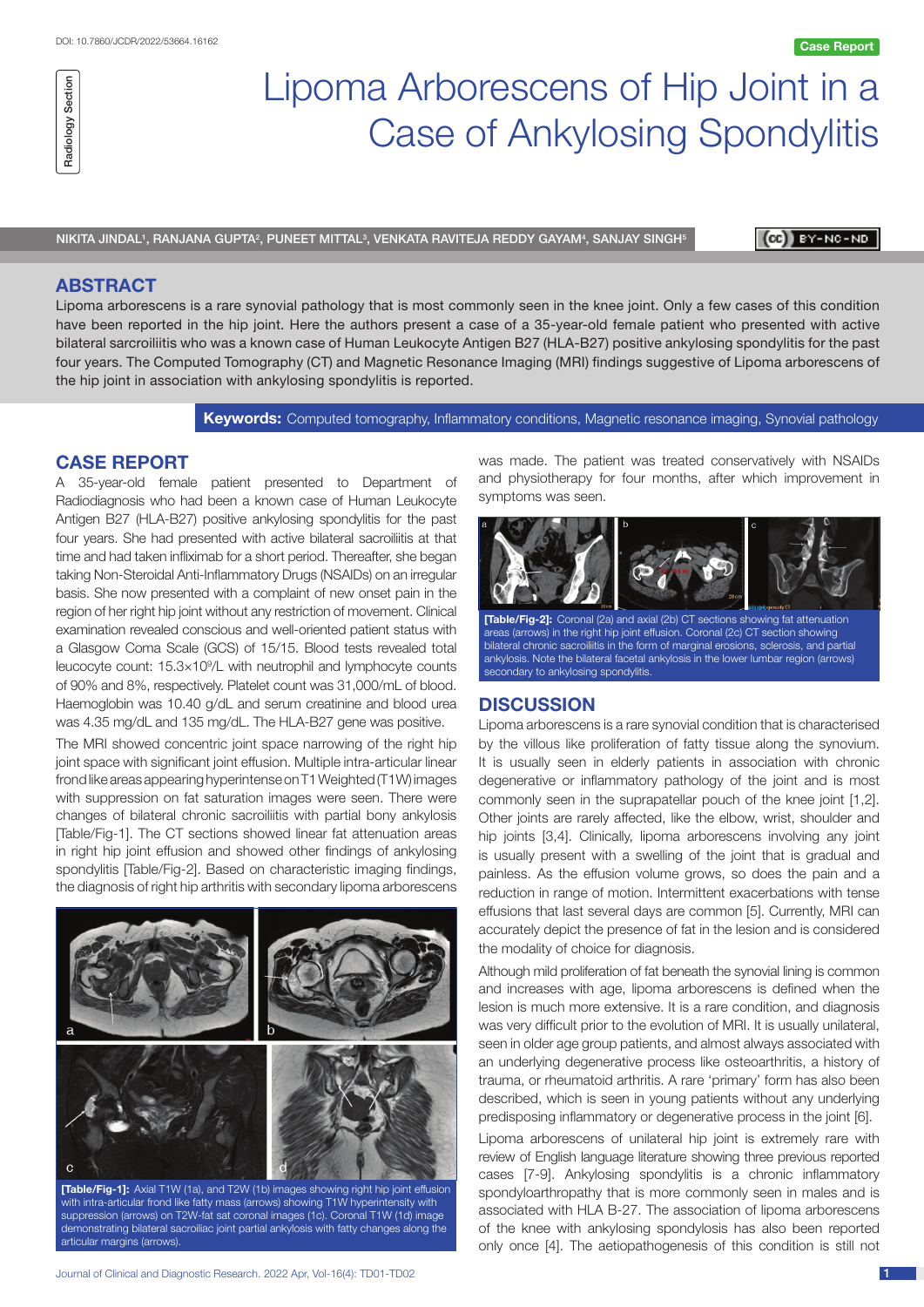DOI: 10.7860/JCDR/2022/53664.16162

Case Report

Radiology Section

# Lipoma Arborescens of Hip Joint in a Case of Ankylosing Spondylitis

NIKITA JINDAL[1], RANJANA GUPTA[2], PUNEET MITTAL[3], VENKATA RAVITEJA REDDY GAYAM[4], SANJAY SINGH[5]

## ABSTRACT

Lipoma arborescens is a rare synovial pathology that is most commonly seen in the knee joint. Only a few cases of this condition have been reported in the hip joint. Here the authors present a case of a 35-year-old female patient who presented with active bilateral sarcroiliitis who was a known case of Human Leukocyte Antigen B27 (HLA-B27) positive ankylosing spondylitis for the past four years. The Computed Tomography (CT) and Magnetic Resonance Imaging (MRI) findings suggestive of Lipoma arborescens of the hip joint in association with ankylosing spondylitis is reported.

**Keywords:** Computed tomography, Inflammatory conditions, Magnetic resonance imaging, Synovial pathology

## CASE REPORT

A 35-year-old female patient presented to Department of Radiodiagnosis who had been a known case of Human Leukocyte Antigen B27 (HLA-B27) positive ankylosing spondylitis for the past four years. She had presented with active bilateral sacroiliitis at that time and had taken infliximab for a short period. Thereafter, she began taking Non-Steroidal Anti-Inflammatory Drugs (NSAIDs) on an irregular basis. She now presented with a complaint of new onset pain in the region of her right hip joint without any restriction of movement. Clinical examination revealed conscious and well-oriented patient status with a Glasgow Coma Scale (GCS) of 15/15. Blood tests revealed total leucocyte count: $15.3\times10^9$/L with neutrophil and lymphocyte counts of 90% and 8%, respectively. Platelet count was 31,000/mL of blood. Haemoglobin was 10.40 g/dL and serum creatinine and blood urea was 4.35 mg/dL and 135 mg/dL. The HLA-B27 gene was positive.

The MRI showed concentric joint space narrowing of the right hip joint space with significant joint effusion. Multiple intra-articular linear frond like areas appearing hyperintense on T1 Weighted (T1W) images with suppression on fat saturation images were seen. There were changes of bilateral chronic sacroiliitis with partial bony ankylosis [Table/Fig-1]. The CT sections showed linear fat attenuation areas in right hip joint effusion and showed other findings of ankylosing spondylitis [Table/Fig-2]. Based on characteristic imaging findings, the diagnosis of right hip arthritis with secondary lipoma arborescens was made. The patient was treated conservatively with NSAIDs and physiotherapy for four months, after which improvement in symptoms was seen.

[Table/Fig-1]: Axial T1W (1a), and T2W (1b) images showing right hip joint effusion with intra-articular frond like fatty mass (arrows) showing T1W hyperintensity with suppression (arrows) on T2W-fat sat coronal images (1c). Coronal T1W (1d) image demonstrating bilateral sacroiliac joint partial ankylosis with fatty changes along the articular margins (arrows).

[Table/Fig-2]: Coronal (2a) and axial (2b) CT sections showing fat attenuation areas (arrows) in the right hip joint effusion. Coronal (2c) CT section showing bilateral chronic sacroiliitis in the form of marginal erosions, sclerosis, and partial ankylosis. Note the bilateral facetal ankylosis in the lower lumbar region (arrows) secondary to ankylosing spondylitis.

## DISCUSSION

Lipoma arborescens is a rare synovial condition that is characterised by the villous like proliferation of fatty tissue along the synovium. It is usually seen in elderly patients in association with chronic degenerative or inflammatory pathology of the joint and is most commonly seen in the suprapatellar pouch of the knee joint [1,2]. Other joints are rarely affected, like the elbow, wrist, shoulder and hip joints [3,4]. Clinically, lipoma arborescens involving any joint is usually present with a swelling of the joint that is gradual and painless. As the effusion volume grows, so does the pain and a reduction in range of motion. Intermittent exacerbations with tense effusions that last several days are common [5]. Currently, MRI can accurately depict the presence of fat in the lesion and is considered the modality of choice for diagnosis.

Although mild proliferation of fat beneath the synovial lining is common and increases with age, lipoma arborescens is defined when the lesion is much more extensive. It is a rare condition, and diagnosis was very difficult prior to the evolution of MRI. It is usually unilateral, seen in older age group patients, and almost always associated with an underlying degenerative process like osteoarthritis, a history of trauma, or rheumatoid arthritis. A rare 'primary' form has also been described, which is seen in young patients without any underlying predisposing inflammatory or degenerative process in the joint [6].

Lipoma arborescens of unilateral hip joint is extremely rare with review of English language literature showing three previous reported cases [7-9]. Ankylosing spondylitis is a chronic inflammatory spondyloarthropathy that is more commonly seen in males and is associated with HLA B-27. The association of lipoma arborescens of the knee with ankylosing spondylosis has also been reported only once [4]. The aetiopathogenesis of this condition is still not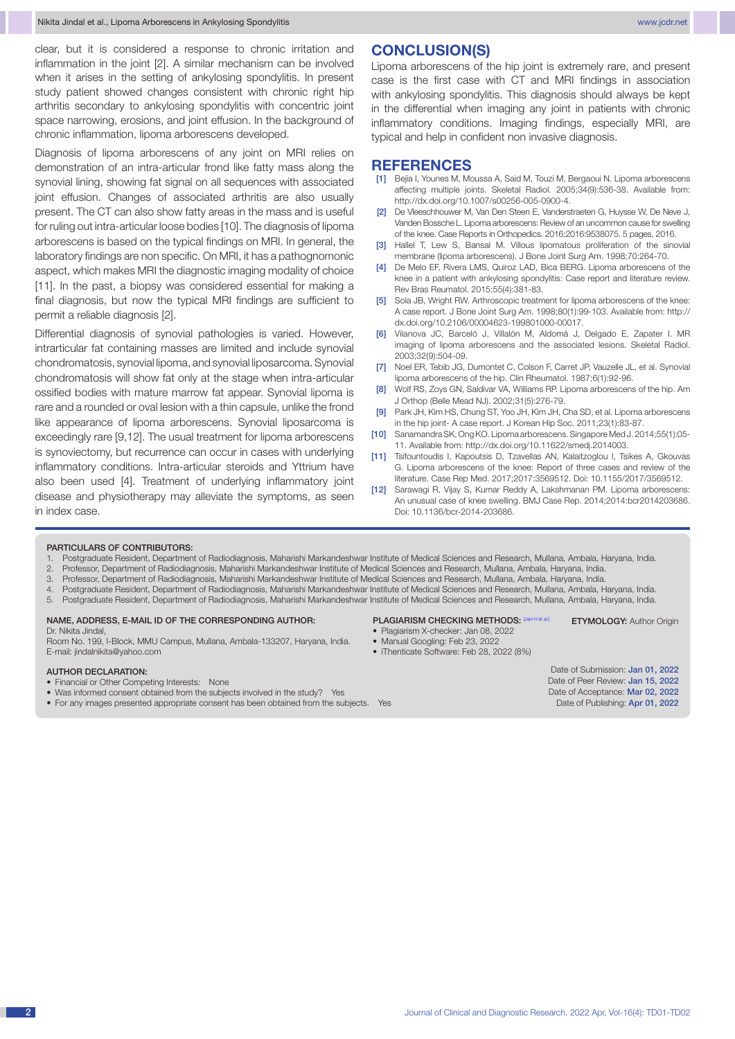clear, but it is considered a response to chronic irritation and inflammation in the joint [2]. A similar mechanism can be involved when it arises in the setting of ankylosing spondylitis. In present study patient showed changes consistent with chronic right hip arthritis secondary to ankylosing spondylitis with concentric joint space narrowing, erosions, and joint effusion. In the background of chronic inflammation, lipoma arborescens developed.

Diagnosis of lipoma arborescens of any joint on MRI relies on demonstration of an intra-articular frond like fatty mass along the synovial lining, showing fat signal on all sequences with associated joint effusion. Changes of associated arthritis are also usually present. The CT can also show fatty areas in the mass and is useful for ruling out intra-articular loose bodies [10]. The diagnosis of lipoma arborescens is based on the typical findings on MRI. In general, the laboratory findings are non specific. On MRI, it has a pathognomonic aspect, which makes MRI the diagnostic imaging modality of choice [11]. In the past, a biopsy was considered essential for making a final diagnosis, but now the typical MRI findings are sufficient to permit a reliable diagnosis [2].

Differential diagnosis of synovial pathologies is varied. However, intrarticular fat containing masses are limited and include synovial chondromatosis, synovial lipoma, and synovial liposarcoma. Synovial chondromatosis will show fat only at the stage when intra-articular ossified bodies with mature marrow fat appear. Synovial lipoma is rare and a rounded or oval lesion with a thin capsule, unlike the frond like appearance of lipoma arborescens. Synovial liposarcoma is exceedingly rare [9,12]. The usual treatment for lipoma arborescens is synoviectomy, but recurrence can occur in cases with underlying inflammatory conditions. Intra-articular steroids and Yttrium have also been used [4]. Treatment of underlying inflammatory joint disease and physiotherapy may alleviate the symptoms, as seen in index case.

## CONCLUSION(S)

Lipoma arborescens of the hip joint is extremely rare, and present case is the first case with CT and MRI findings in association with ankylosing spondylitis. This diagnosis should always be kept in the differential when imaging any joint in patients with chronic inflammatory conditions. Imaging findings, especially MRI, are typical and help in confident non invasive diagnosis.

## REFERENCES

[1] Bejia I, Younes M, Moussa A, Said M, Touzi M, Bergaoui N. Lipoma arborescens affecting multiple joints. Skeletal Radiol. 2005;34(9):536-38. Available from: http://dx.doi.org/10.1007/s00256-005-0900-4.

[2] De Vleeschhouwer M, Van Den Steen E, Vanderstraeten G, Huysse W, De Neve J, Vanden Bossche L. Lipoma arborescens: Review of an uncommon cause for swelling of the knee. Case Reports in Orthopedics. 2016;2016:9538075. 5 pages, 2016.

[3] Hallel T, Lew S, Bansal M. Villous lipomatous proliferation of the sinovial membrane (lipoma arborescens). J Bone Joint Surg Am. 1998;70:264-70.

[4] De Melo EF, Rivera LMS, Quiroz LAD, Bica BERG. Lipoma arborescens of the knee in a patient with ankylosing spondylitis: Case report and literature review. Rev Bras Reumatol. 2015;55(4):381-83.

[5] Sola JB, Wright RW. Arthroscopic treatment for lipoma arborescens of the knee: A case report. J Bone Joint Surg Am. 1998;80(1):99-103. Available from: http://dx.doi.org/10.2106/00004623-199801000-00017.

[6] Vilanova JC, Barceló J, Villalón M, Aldomà J, Delgado E, Zapater I. MR imaging of lipoma arborescens and the associated lesions. Skeletal Radiol. 2003;32(9):504-09.

[7] Noel ER, Tebib JG, Dumontet C, Colson F, Carret JP, Vauzelle JL, et al. Synovial lipoma arborescens of the hip. Clin Rheumatol. 1987;6(1):92-96.

[8] Wolf RS, Zoys GN, Saldivar VA, Williams RP. Lipoma arborescens of the hip. Am J Orthop (Belle Mead NJ). 2002;31(5):276-79.

[9] Park JH, Kim HS, Chung ST, Yoo JH, Kim JH, Cha SD, et al. Lipoma arborescens in the hip joint- A case report. J Korean Hip Soc. 2011;23(1):83-87.

[10] Sanamandra SK, Ong KO. Lipoma arborescens. Singapore Med J. 2014;55(1):05-11. Available from: http://dx.doi.org/10.11622/smedj.2014003.

[11] Tsifountoudis I, Kapoutsis D, Tzavellas AN, Kalaitzoglou I, Tsikes A, Gkouvas G. Lipoma arborescens of the knee: Report of three cases and review of the literature. Case Rep Med. 2017;2017:3569512. Doi: 10.1155/2017/3569512.

[12] Sarawagi R, Vijay S, Kumar Reddy A, Lakshmanan PM. Lipoma arborescens: An unusual case of knee swelling. BMJ Case Rep. 2014;2014:bcr2014203686. Doi: 10.1136/bcr-2014-203686.

**PARTICULARS OF CONTRIBUTORS:**

1. Postgraduate Resident, Department of Radiodiagnosis, Maharishi Markandeshwar Institute of Medical Sciences and Research, Mullana, Ambala, Haryana, India.
2. Professor, Department of Radiodiagnosis, Maharishi Markandeshwar Institute of Medical Sciences and Research, Mullana, Ambala, Haryana, India.
3. Professor, Department of Radiodiagnosis, Maharishi Markandeshwar Institute of Medical Sciences and Research, Mullana, Ambala, Haryana, India.
4. Postgraduate Resident, Department of Radiodiagnosis, Maharishi Markandeshwar Institute of Medical Sciences and Research, Mullana, Ambala, Haryana, India.
5. Postgraduate Resident, Department of Radiodiagnosis, Maharishi Markandeshwar Institute of Medical Sciences and Research, Mullana, Ambala, Haryana, India.

**NAME, ADDRESS, E-MAIL ID OF THE CORRESPONDING AUTHOR:**
Dr. Nikita Jindal,
Room No. 199, I-Block, MMU Campus, Mullana, Ambala-133207, Haryana, India.
E-mail: jindalnikita@yahoo.com

**PLAGIARISM CHECKING METHODS:** [Jain H et al.]
- Plagiarism X-checker: Jan 08, 2022
- Manual Googling: Feb 23, 2022
- iThenticate Software: Feb 28, 2022 (8%)

**ETYMOLOGY:** Author Origin

**AUTHOR DECLARATION:**
- Financial or Other Competing Interests: None
- Was informed consent obtained from the subjects involved in the study? Yes
- For any images presented appropriate consent has been obtained from the subjects. Yes

Date of Submission: Jan 01, 2022
Date of Peer Review: Jan 15, 2022
Date of Acceptance: Mar 02, 2022
Date of Publishing: Apr 01, 2022